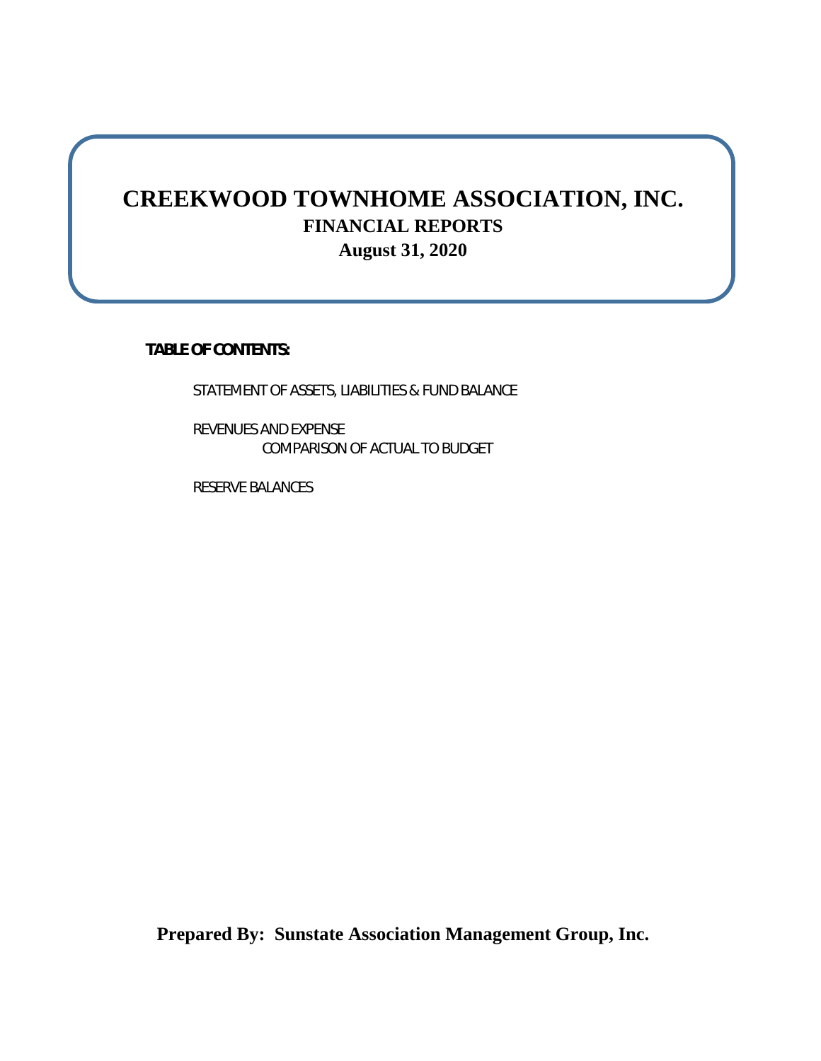# CREEKWOOD TOWNHOME ASSOCIATION, INC.

## FINANCIAL REPORTS

### August 31, 2020

**TABLE OF CONTENTS:**

STATEMENT OF ASSETS, LIABILITIES & FUND BALANCE

REVENUES AND EXPENSE
COMPARISON OF ACTUAL TO BUDGET

RESERVE BALANCES

**Prepared By: Sunstate Association Management Group, Inc.**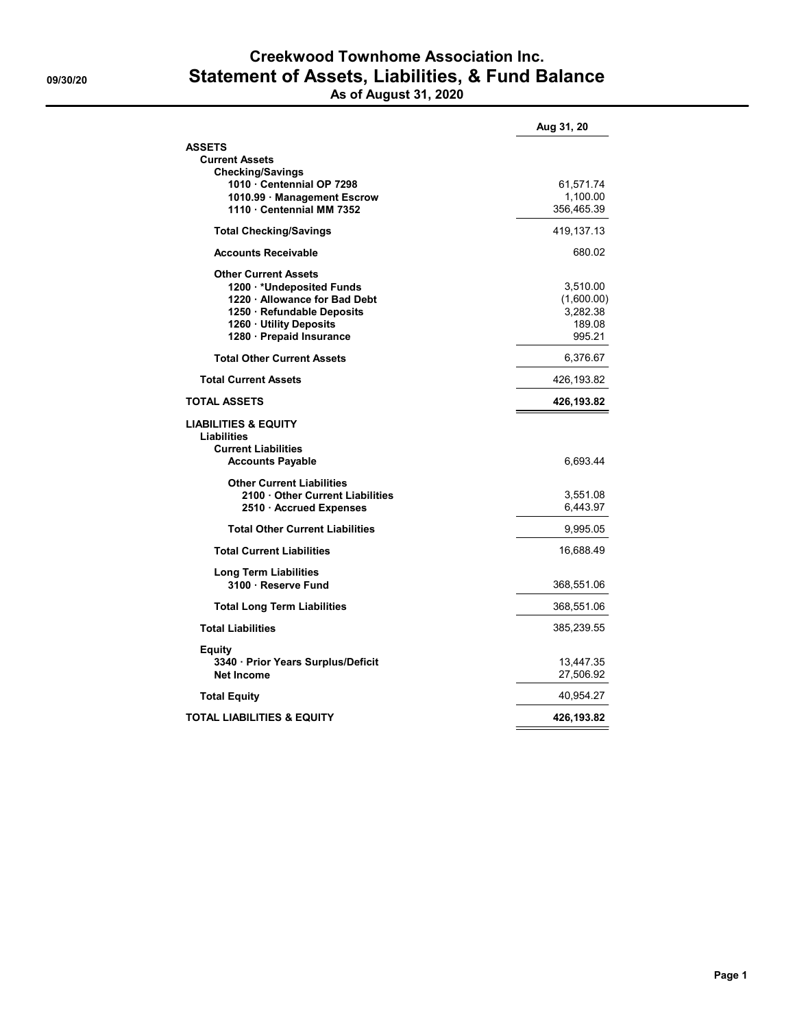# Creekwood Townhome Association Inc.

## Statement of Assets, Liabilities, & Fund Balance

### As of August 31, 2020

09/30/20

| | Aug 31, 20 |
|---|---|
| **ASSETS** | |
| **Current Assets** | |
| **Checking/Savings** | |
| **1010 · Centennial OP 7298** | 61,571.74 |
| **1010.99 · Management Escrow** | 1,100.00 |
| **1110 · Centennial MM 7352** | 356,465.39 |
| **Total Checking/Savings** | 419,137.13 |
| **Accounts Receivable** | 680.02 |
| **Other Current Assets** | |
| **1200 · *Undeposited Funds** | 3,510.00 |
| **1220 · Allowance for Bad Debt** | (1,600.00) |
| **1250 · Refundable Deposits** | 3,282.38 |
| **1260 · Utility Deposits** | 189.08 |
| **1280 · Prepaid Insurance** | 995.21 |
| **Total Other Current Assets** | 6,376.67 |
| **Total Current Assets** | 426,193.82 |
| **TOTAL ASSETS** | **426,193.82** |
| **LIABILITIES & EQUITY** | |
| **Liabilities** | |
| **Current Liabilities** | |
| **Accounts Payable** | 6,693.44 |
| **Other Current Liabilities** | |
| **2100 · Other Current Liabilities** | 3,551.08 |
| **2510 · Accrued Expenses** | 6,443.97 |
| **Total Other Current Liabilities** | 9,995.05 |
| **Total Current Liabilities** | 16,688.49 |
| **Long Term Liabilities** | |
| **3100 · Reserve Fund** | 368,551.06 |
| **Total Long Term Liabilities** | 368,551.06 |
| **Total Liabilities** | 385,239.55 |
| **Equity** | |
| **3340 · Prior Years Surplus/Deficit** | 13,447.35 |
| **Net Income** | 27,506.92 |
| **Total Equity** | 40,954.27 |
| **TOTAL LIABILITIES & EQUITY** | **426,193.82** |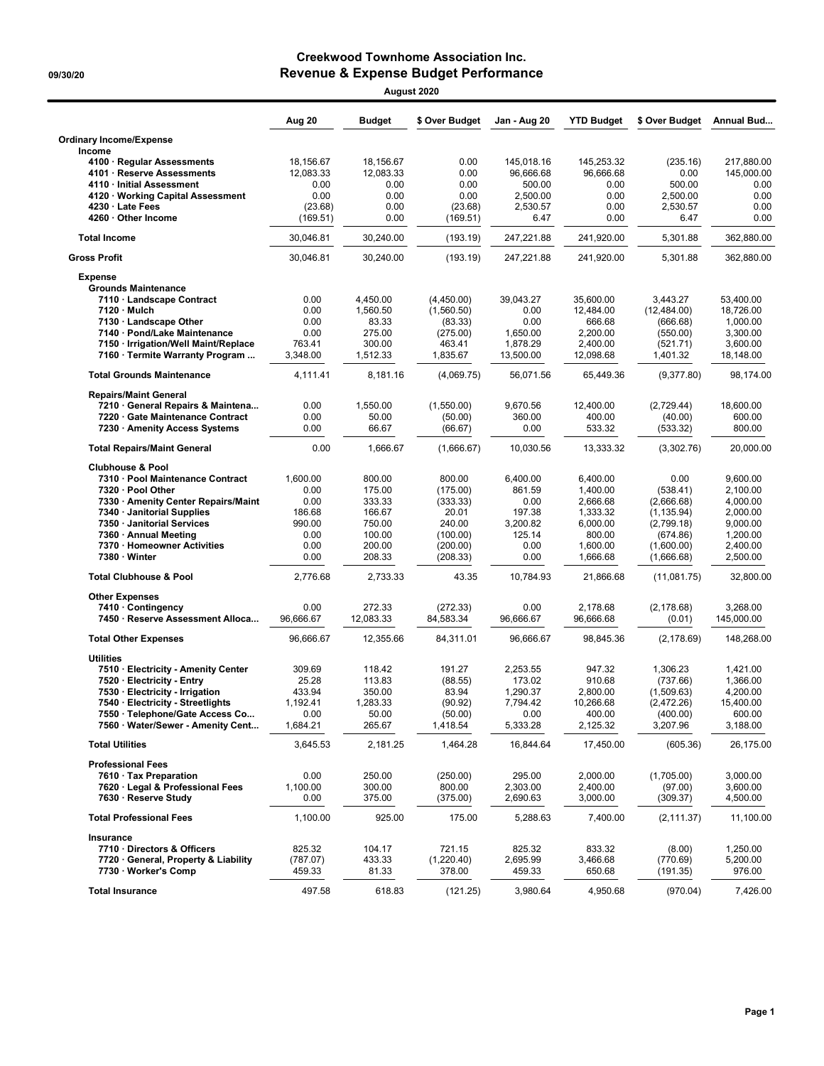# Creekwood Townhome Association Inc.

09/30/20

## Revenue & Expense Budget Performance

August 2020

| | Aug 20 | Budget | $ Over Budget | Jan - Aug 20 | YTD Budget | $ Over Budget | Annual Bud... |
|---|---|---|---|---|---|---|---|
| **Ordinary Income/Expense** | | | | | | | |
| **Income** | | | | | | | |
| **4100 · Regular Assessments** | 18,156.67 | 18,156.67 | 0.00 | 145,018.16 | 145,253.32 | (235.16) | 217,880.00 |
| **4101 · Reserve Assessments** | 12,083.33 | 12,083.33 | 0.00 | 96,666.68 | 96,666.68 | 0.00 | 145,000.00 |
| **4110 · Initial Assessment** | 0.00 | 0.00 | 0.00 | 500.00 | 0.00 | 500.00 | 0.00 |
| **4120 · Working Capital Assessment** | 0.00 | 0.00 | 0.00 | 2,500.00 | 0.00 | 2,500.00 | 0.00 |
| **4230 · Late Fees** | (23.68) | 0.00 | (23.68) | 2,530.57 | 0.00 | 2,530.57 | 0.00 |
| **4260 · Other Income** | (169.51) | 0.00 | (169.51) | 6.47 | 0.00 | 6.47 | 0.00 |
| **Total Income** | 30,046.81 | 30,240.00 | (193.19) | 247,221.88 | 241,920.00 | 5,301.88 | 362,880.00 |
| **Gross Profit** | 30,046.81 | 30,240.00 | (193.19) | 247,221.88 | 241,920.00 | 5,301.88 | 362,880.00 |
| **Expense** | | | | | | | |
| **Grounds Maintenance** | | | | | | | |
| **7110 · Landscape Contract** | 0.00 | 4,450.00 | (4,450.00) | 39,043.27 | 35,600.00 | 3,443.27 | 53,400.00 |
| **7120 · Mulch** | 0.00 | 1,560.50 | (1,560.50) | 0.00 | 12,484.00 | (12,484.00) | 18,726.00 |
| **7130 · Landscape Other** | 0.00 | 83.33 | (83.33) | 0.00 | 666.68 | (666.68) | 1,000.00 |
| **7140 · Pond/Lake Maintenance** | 0.00 | 275.00 | (275.00) | 1,650.00 | 2,200.00 | (550.00) | 3,300.00 |
| **7150 · Irrigation/Well Maint/Replace** | 763.41 | 300.00 | 463.41 | 1,878.29 | 2,400.00 | (521.71) | 3,600.00 |
| **7160 · Termite Warranty Program ...** | 3,348.00 | 1,512.33 | 1,835.67 | 13,500.00 | 12,098.68 | 1,401.32 | 18,148.00 |
| **Total Grounds Maintenance** | 4,111.41 | 8,181.16 | (4,069.75) | 56,071.56 | 65,449.36 | (9,377.80) | 98,174.00 |
| **Repairs/Maint General** | | | | | | | |
| **7210 · General Repairs & Maintena...** | 0.00 | 1,550.00 | (1,550.00) | 9,670.56 | 12,400.00 | (2,729.44) | 18,600.00 |
| **7220 · Gate Maintenance Contract** | 0.00 | 50.00 | (50.00) | 360.00 | 400.00 | (40.00) | 600.00 |
| **7230 · Amenity Access Systems** | 0.00 | 66.67 | (66.67) | 0.00 | 533.32 | (533.32) | 800.00 |
| **Total Repairs/Maint General** | 0.00 | 1,666.67 | (1,666.67) | 10,030.56 | 13,333.32 | (3,302.76) | 20,000.00 |
| **Clubhouse & Pool** | | | | | | | |
| **7310 · Pool Maintenance Contract** | 1,600.00 | 800.00 | 800.00 | 6,400.00 | 6,400.00 | 0.00 | 9,600.00 |
| **7320 · Pool Other** | 0.00 | 175.00 | (175.00) | 861.59 | 1,400.00 | (538.41) | 2,100.00 |
| **7330 · Amenity Center Repairs/Maint** | 0.00 | 333.33 | (333.33) | 0.00 | 2,666.68 | (2,666.68) | 4,000.00 |
| **7340 · Janitorial Supplies** | 186.68 | 166.67 | 20.01 | 197.38 | 1,333.32 | (1,135.94) | 2,000.00 |
| **7350 · Janitorial Services** | 990.00 | 750.00 | 240.00 | 3,200.82 | 6,000.00 | (2,799.18) | 9,000.00 |
| **7360 · Annual Meeting** | 0.00 | 100.00 | (100.00) | 125.14 | 800.00 | (674.86) | 1,200.00 |
| **7370 · Homeowner Activities** | 0.00 | 200.00 | (200.00) | 0.00 | 1,600.00 | (1,600.00) | 2,400.00 |
| **7380 · Winter** | 0.00 | 208.33 | (208.33) | 0.00 | 1,666.68 | (1,666.68) | 2,500.00 |
| **Total Clubhouse & Pool** | 2,776.68 | 2,733.33 | 43.35 | 10,784.93 | 21,866.68 | (11,081.75) | 32,800.00 |
| **Other Expenses** | | | | | | | |
| **7410 · Contingency** | 0.00 | 272.33 | (272.33) | 0.00 | 2,178.68 | (2,178.68) | 3,268.00 |
| **7450 · Reserve Assessment Alloca...** | 96,666.67 | 12,083.33 | 84,583.34 | 96,666.67 | 96,666.68 | (0.01) | 145,000.00 |
| **Total Other Expenses** | 96,666.67 | 12,355.66 | 84,311.01 | 96,666.67 | 98,845.36 | (2,178.69) | 148,268.00 |
| **Utilities** | | | | | | | |
| **7510 · Electricity - Amenity Center** | 309.69 | 118.42 | 191.27 | 2,253.55 | 947.32 | 1,306.23 | 1,421.00 |
| **7520 · Electricity - Entry** | 25.28 | 113.83 | (88.55) | 173.02 | 910.68 | (737.66) | 1,366.00 |
| **7530 · Electricity - Irrigation** | 433.94 | 350.00 | 83.94 | 1,290.37 | 2,800.00 | (1,509.63) | 4,200.00 |
| **7540 · Electricity - Streetlights** | 1,192.41 | 1,283.33 | (90.92) | 7,794.42 | 10,266.68 | (2,472.26) | 15,400.00 |
| **7550 · Telephone/Gate Access Co...** | 0.00 | 50.00 | (50.00) | 0.00 | 400.00 | (400.00) | 600.00 |
| **7560 · Water/Sewer - Amenity Cent...** | 1,684.21 | 265.67 | 1,418.54 | 5,333.28 | 2,125.32 | 3,207.96 | 3,188.00 |
| **Total Utilities** | 3,645.53 | 2,181.25 | 1,464.28 | 16,844.64 | 17,450.00 | (605.36) | 26,175.00 |
| **Professional Fees** | | | | | | | |
| **7610 · Tax Preparation** | 0.00 | 250.00 | (250.00) | 295.00 | 2,000.00 | (1,705.00) | 3,000.00 |
| **7620 · Legal & Professional Fees** | 1,100.00 | 300.00 | 800.00 | 2,303.00 | 2,400.00 | (97.00) | 3,600.00 |
| **7630 · Reserve Study** | 0.00 | 375.00 | (375.00) | 2,690.63 | 3,000.00 | (309.37) | 4,500.00 |
| **Total Professional Fees** | 1,100.00 | 925.00 | 175.00 | 5,288.63 | 7,400.00 | (2,111.37) | 11,100.00 |
| **Insurance** | | | | | | | |
| **7710 · Directors & Officers** | 825.32 | 104.17 | 721.15 | 825.32 | 833.32 | (8.00) | 1,250.00 |
| **7720 · General, Property & Liability** | (787.07) | 433.33 | (1,220.40) | 2,695.99 | 3,466.68 | (770.69) | 5,200.00 |
| **7730 · Worker's Comp** | 459.33 | 81.33 | 378.00 | 459.33 | 650.68 | (191.35) | 976.00 |
| **Total Insurance** | 497.58 | 618.83 | (121.25) | 3,980.64 | 4,950.68 | (970.04) | 7,426.00 |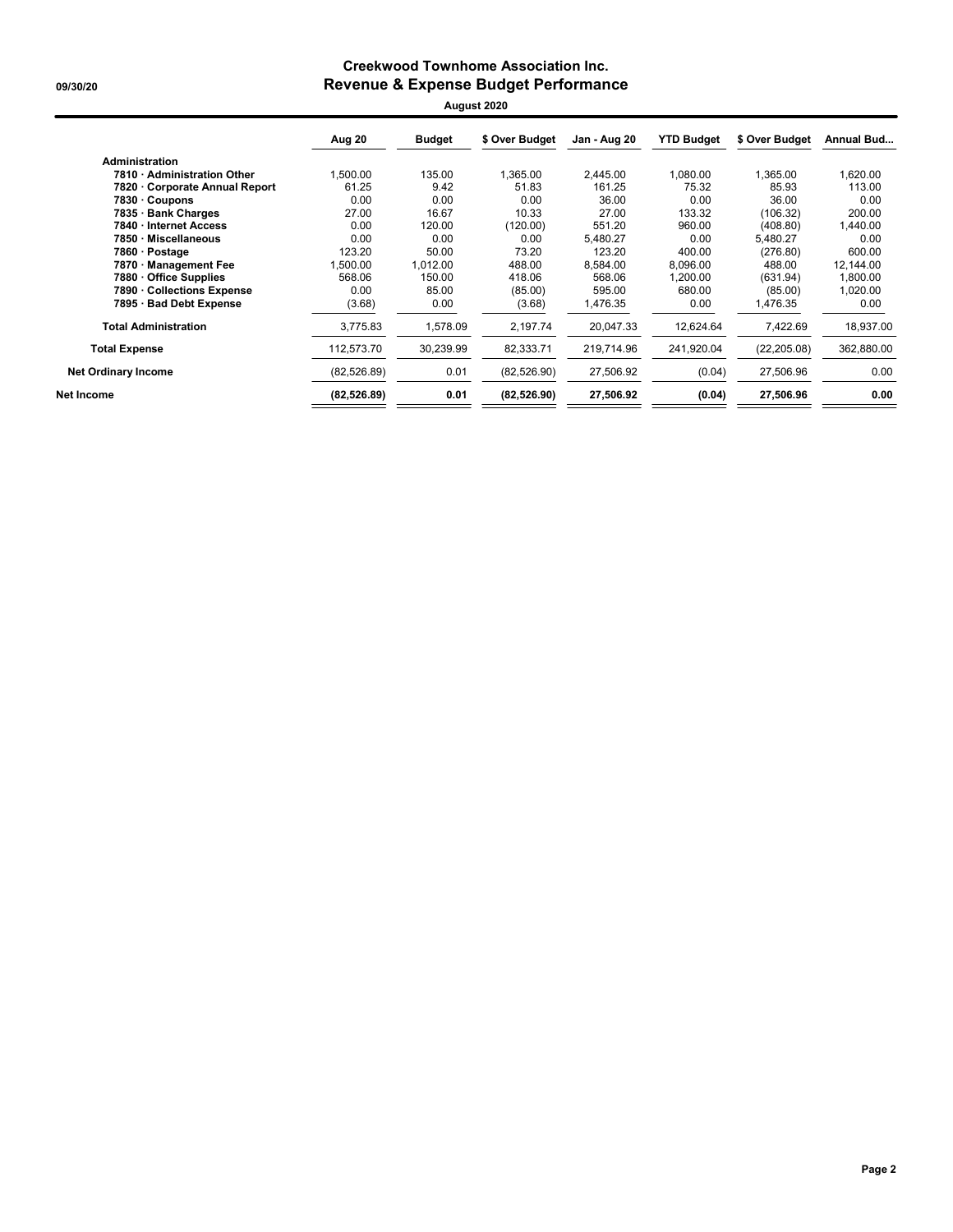# Creekwood Townhome Association Inc.

09/30/20

## Revenue & Expense Budget Performance

August 2020

| | Aug 20 | Budget | $ Over Budget | Jan - Aug 20 | YTD Budget | $ Over Budget | Annual Bud... |
|---|---|---|---|---|---|---|---|
| **Administration** | | | | | | | |
| **7810 · Administration Other** | 1,500.00 | 135.00 | 1,365.00 | 2,445.00 | 1,080.00 | 1,365.00 | 1,620.00 |
| **7820 · Corporate Annual Report** | 61.25 | 9.42 | 51.83 | 161.25 | 75.32 | 85.93 | 113.00 |
| **7830 · Coupons** | 0.00 | 0.00 | 0.00 | 36.00 | 0.00 | 36.00 | 0.00 |
| **7835 · Bank Charges** | 27.00 | 16.67 | 10.33 | 27.00 | 133.32 | (106.32) | 200.00 |
| **7840 · Internet Access** | 0.00 | 120.00 | (120.00) | 551.20 | 960.00 | (408.80) | 1,440.00 |
| **7850 · Miscellaneous** | 0.00 | 0.00 | 0.00 | 5,480.27 | 0.00 | 5,480.27 | 0.00 |
| **7860 · Postage** | 123.20 | 50.00 | 73.20 | 123.20 | 400.00 | (276.80) | 600.00 |
| **7870 · Management Fee** | 1,500.00 | 1,012.00 | 488.00 | 8,584.00 | 8,096.00 | 488.00 | 12,144.00 |
| **7880 · Office Supplies** | 568.06 | 150.00 | 418.06 | 568.06 | 1,200.00 | (631.94) | 1,800.00 |
| **7890 · Collections Expense** | 0.00 | 85.00 | (85.00) | 595.00 | 680.00 | (85.00) | 1,020.00 |
| **7895 · Bad Debt Expense** | (3.68) | 0.00 | (3.68) | 1,476.35 | 0.00 | 1,476.35 | 0.00 |
| **Total Administration** | 3,775.83 | 1,578.09 | 2,197.74 | 20,047.33 | 12,624.64 | 7,422.69 | 18,937.00 |
| **Total Expense** | 112,573.70 | 30,239.99 | 82,333.71 | 219,714.96 | 241,920.04 | (22,205.08) | 362,880.00 |
| **Net Ordinary Income** | (82,526.89) | 0.01 | (82,526.90) | 27,506.92 | (0.04) | 27,506.96 | 0.00 |
| **Net Income** | **(82,526.89)** | **0.01** | **(82,526.90)** | **27,506.92** | **(0.04)** | **27,506.96** | **0.00** |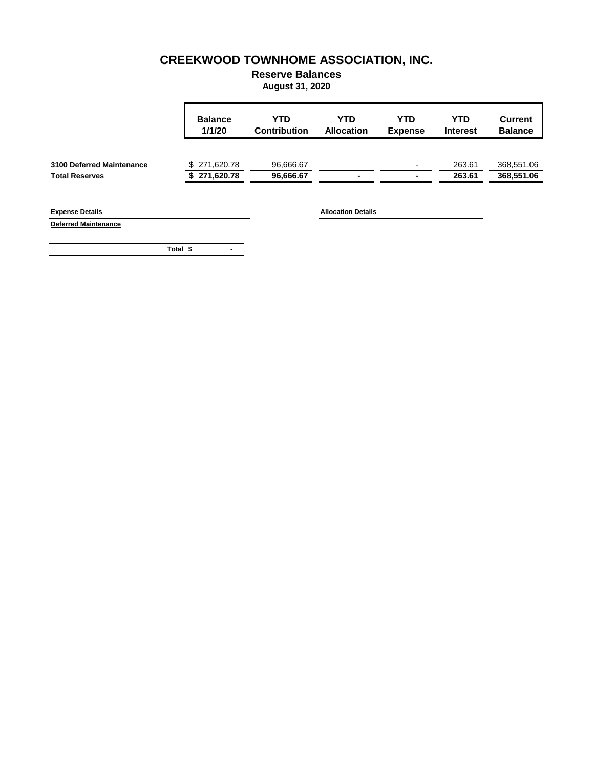# CREEKWOOD TOWNHOME ASSOCIATION, INC.

## Reserve Balances

**August 31, 2020**

| | Balance 1/1/20 | YTD Contribution | YTD Allocation | YTD Expense | YTD Interest | Current Balance |
|---|---|---|---|---|---|---|
| **3100 Deferred Maintenance** | $ 271,620.78 | 96,666.67 | | - | 263.61 | 368,551.06 |
| **Total Reserves** | **$ 271,620.78** | **96,666.67** | **-** | **-** | **263.61** | **368,551.06** |

**Expense Details**

**Deferred Maintenance**

| | |
|---|---|
| **Total $** | **-** |

**Allocation Details**